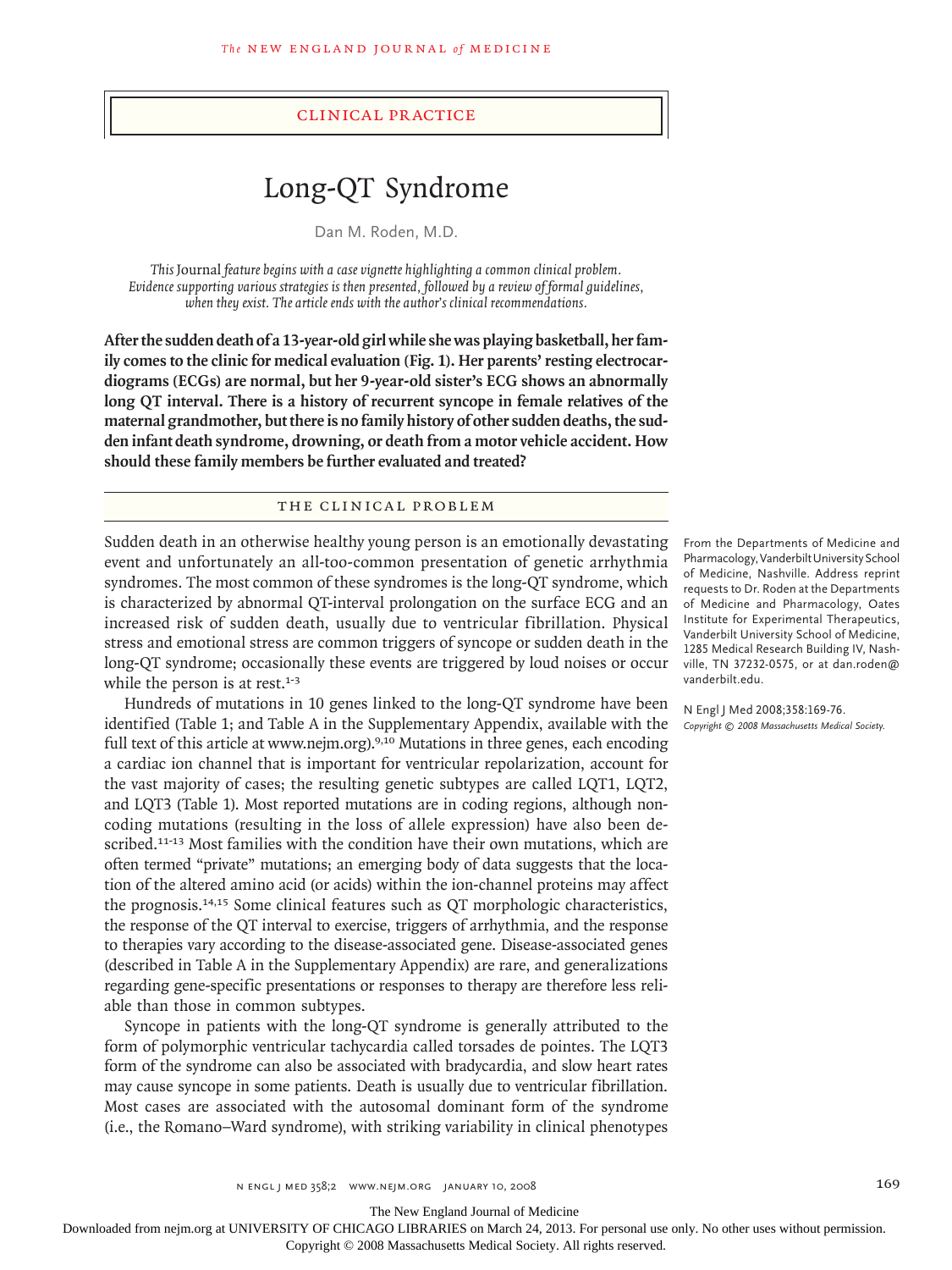## Clinical Practice

# Long-QT Syndrome

Dan M. Roden, M.D.

*This* Journal *feature begins with a case vignette highlighting a common clinical problem. Evidence supporting various strategies is then presented, followed by a review of formal guidelines, when they exist. The article ends with the author's clinical recommendations.*

**After the sudden death of a 13-year-old girl while she was playing basketball, her family comes to the clinic for medical evaluation (Fig. 1). Her parents' resting electrocardiograms (ECGs) are normal, but her 9-year-old sister's ECG shows an abnormally long QT interval. There is a history of recurrent syncope in female relatives of the maternal grandmother, but there is no family history of other sudden deaths, the sudden infant death syndrome, drowning, or death from a motor vehicle accident. How should these family members be further evaluated and treated?**

## The Clinical Problem

Sudden death in an otherwise healthy young person is an emotionally devastating event and unfortunately an all-too-common presentation of genetic arrhythmia syndromes. The most common of these syndromes is the long-QT syndrome, which is characterized by abnormal QT-interval prolongation on the surface ECG and an increased risk of sudden death, usually due to ventricular fibrillation. Physical stress and emotional stress are common triggers of syncope or sudden death in the long-QT syndrome; occasionally these events are triggered by loud noises or occur while the person is at rest.[1-3]

Hundreds of mutations in 10 genes linked to the long-QT syndrome have been identified (Table 1; and Table A in the Supplementary Appendix, available with the full text of this article at www.nejm.org).[9,10] Mutations in three genes, each encoding a cardiac ion channel that is important for ventricular repolarization, account for the vast majority of cases; the resulting genetic subtypes are called LQT1, LQT2, and LQT3 (Table 1). Most reported mutations are in coding regions, although noncoding mutations (resulting in the loss of allele expression) have also been described.[11-13] Most families with the condition have their own mutations, which are often termed "private" mutations; an emerging body of data suggests that the location of the altered amino acid (or acids) within the ion-channel proteins may affect the prognosis.[14,15] Some clinical features such as QT morphologic characteristics, the response of the QT interval to exercise, triggers of arrhythmia, and the response to therapies vary according to the disease-associated gene. Disease-associated genes (described in Table A in the Supplementary Appendix) are rare, and generalizations regarding gene-specific presentations or responses to therapy are therefore less reliable than those in common subtypes.

Syncope in patients with the long-QT syndrome is generally attributed to the form of polymorphic ventricular tachycardia called torsades de pointes. The LQT3 form of the syndrome can also be associated with bradycardia, and slow heart rates may cause syncope in some patients. Death is usually due to ventricular fibrillation. Most cases are associated with the autosomal dominant form of the syndrome (i.e., the Romano–Ward syndrome), with striking variability in clinical phenotypes

From the Departments of Medicine and Pharmacology, Vanderbilt University School of Medicine, Nashville. Address reprint requests to Dr. Roden at the Departments of Medicine and Pharmacology, Oates Institute for Experimental Therapeutics, Vanderbilt University School of Medicine, 1285 Medical Research Building IV, Nashville, TN 37232-0575, or at dan.roden@vanderbilt.edu.

N Engl J Med 2008;358:169-76.
*Copyright © 2008 Massachusetts Medical Society.*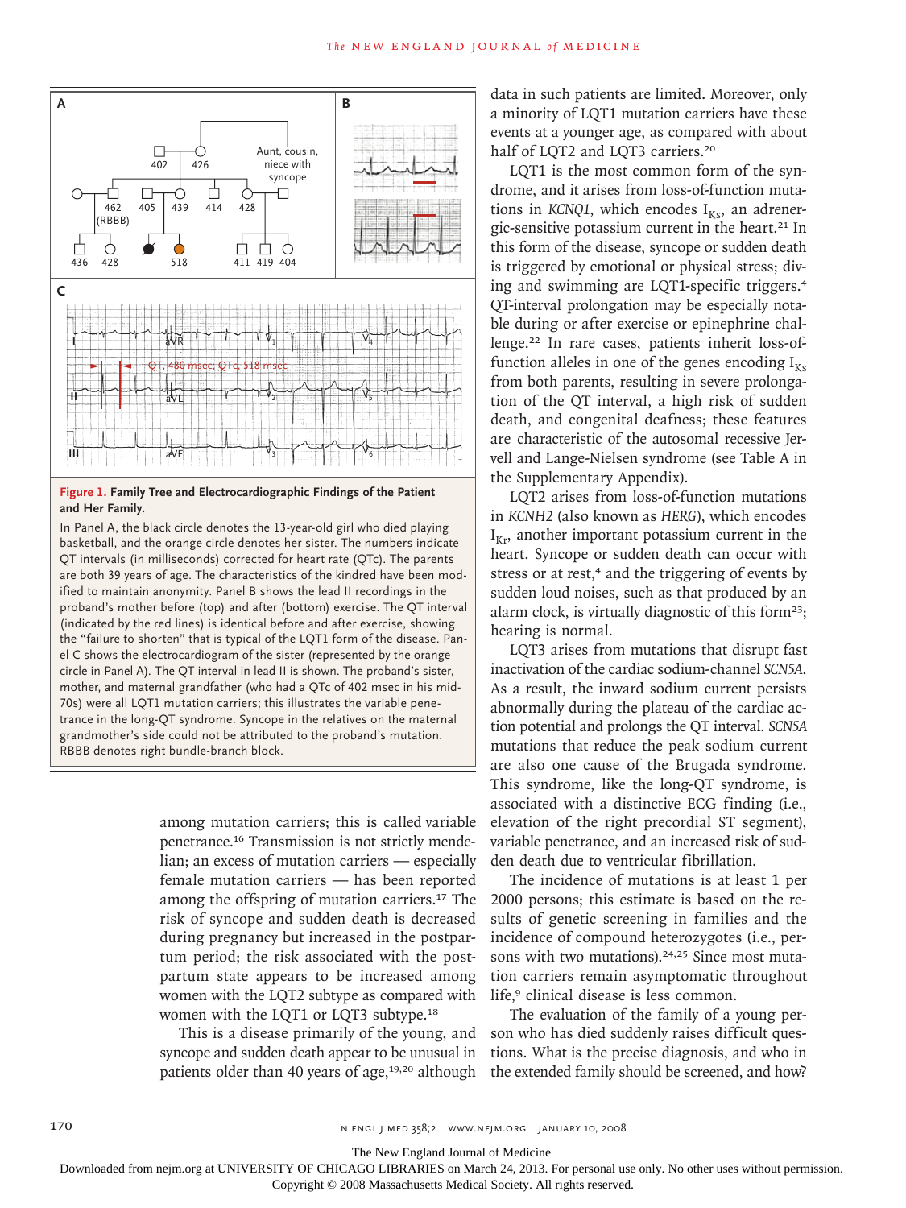**Figure 1. Family Tree and Electrocardiographic Findings of the Patient and Her Family.**

In Panel A, the black circle denotes the 13-year-old girl who died playing basketball, and the orange circle denotes her sister. The numbers indicate QT intervals (in milliseconds) corrected for heart rate (QTc). The parents are both 39 years of age. The characteristics of the kindred have been modified to maintain anonymity. Panel B shows the lead II recordings in the proband's mother before (top) and after (bottom) exercise. The QT interval (indicated by the red lines) is identical before and after exercise, showing the "failure to shorten" that is typical of the LQT1 form of the disease. Panel C shows the electrocardiogram of the sister (represented by the orange circle in Panel A). The QT interval in lead II is shown. The proband's sister, mother, and maternal grandfather (who had a QTc of 402 msec in his mid-70s) were all LQT1 mutation carriers; this illustrates the variable penetrance in the long-QT syndrome. Syncope in the relatives on the maternal grandmother's side could not be attributed to the proband's mutation. RBBB denotes right bundle-branch block.

among mutation carriers; this is called variable penetrance.[16] Transmission is not strictly mendelian; an excess of mutation carriers — especially female mutation carriers — has been reported among the offspring of mutation carriers.[17] The risk of syncope and sudden death is decreased during pregnancy but increased in the postpartum period; the risk associated with the postpartum state appears to be increased among women with the LQT2 subtype as compared with women with the LQT1 or LQT3 subtype.[18]

This is a disease primarily of the young, and syncope and sudden death appear to be unusual in patients older than 40 years of age,[19,20] although data in such patients are limited. Moreover, only a minority of LQT1 mutation carriers have these events at a younger age, as compared with about half of LQT2 and LQT3 carriers.[20]

LQT1 is the most common form of the syndrome, and it arises from loss-of-function mutations in *KCNQ1*, which encodes $I_{Ks}$, an adrenergic-sensitive potassium current in the heart.[21] In this form of the disease, syncope or sudden death is triggered by emotional or physical stress; diving and swimming are LQT1-specific triggers.[4] QT-interval prolongation may be especially notable during or after exercise or epinephrine challenge.[22] In rare cases, patients inherit loss-of-function alleles in one of the genes encoding $I_{Ks}$ from both parents, resulting in severe prolongation of the QT interval, a high risk of sudden death, and congenital deafness; these features are characteristic of the autosomal recessive Jervell and Lange-Nielsen syndrome (see Table A in the Supplementary Appendix).

LQT2 arises from loss-of-function mutations in *KCNH2* (also known as *HERG*), which encodes $I_{Kr}$, another important potassium current in the heart. Syncope or sudden death can occur with stress or at rest,[4] and the triggering of events by sudden loud noises, such as that produced by an alarm clock, is virtually diagnostic of this form[23]; hearing is normal.

LQT3 arises from mutations that disrupt fast inactivation of the cardiac sodium-channel *SCN5A*. As a result, the inward sodium current persists abnormally during the plateau of the cardiac action potential and prolongs the QT interval. *SCN5A* mutations that reduce the peak sodium current are also one cause of the Brugada syndrome. This syndrome, like the long-QT syndrome, is associated with a distinctive ECG finding (i.e., elevation of the right precordial ST segment), variable penetrance, and an increased risk of sudden death due to ventricular fibrillation.

The incidence of mutations is at least 1 per 2000 persons; this estimate is based on the results of genetic screening in families and the incidence of compound heterozygotes (i.e., persons with two mutations).[24,25] Since most mutation carriers remain asymptomatic throughout life,[9] clinical disease is less common.

The evaluation of the family of a young person who has died suddenly raises difficult questions. What is the precise diagnosis, and who in the extended family should be screened, and how?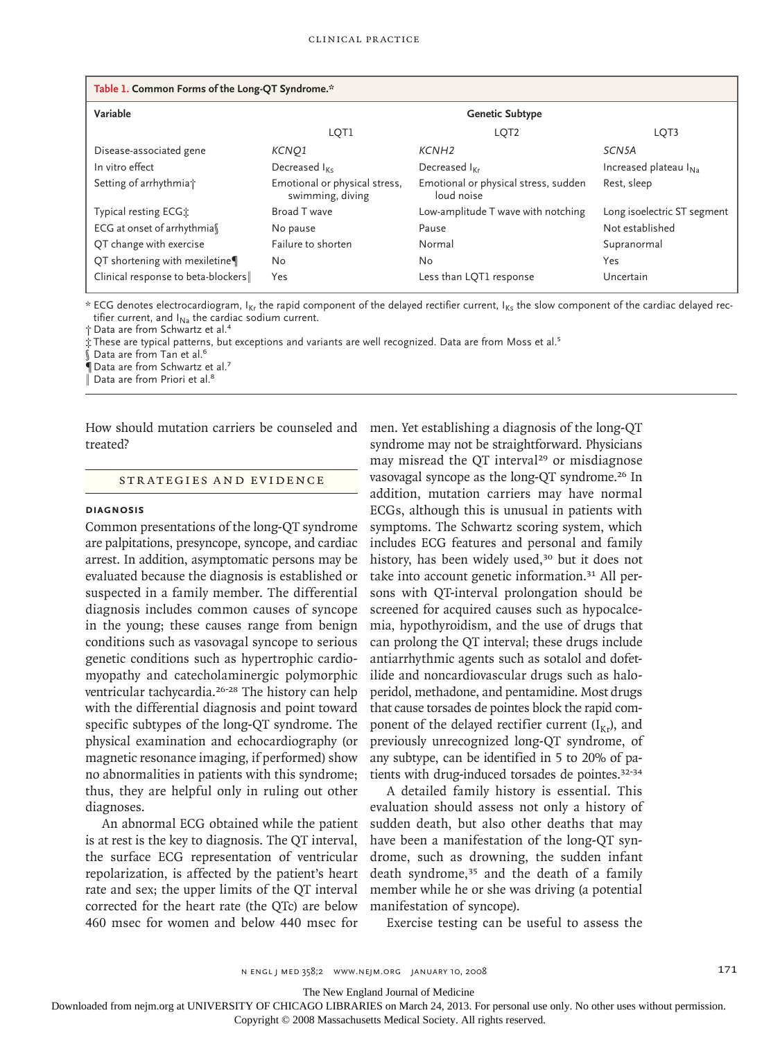**Table 1. Common Forms of the Long-QT Syndrome.***

| Variable | Genetic Subtype | | |
|---|---|---|---|
| | LQT1 | LQT2 | LQT3 |
| Disease-associated gene | *KCNQ1* | *KCNH2* | *SCN5A* |
| In vitro effect | Decreased $I_{Ks}$ | Decreased $I_{Kr}$ | Increased plateau $I_{Na}$ |
| Setting of arrhythmia† | Emotional or physical stress, swimming, diving | Emotional or physical stress, sudden loud noise | Rest, sleep |
| Typical resting ECG‡ | Broad T wave | Low-amplitude T wave with notching | Long isoelectric ST segment |
| ECG at onset of arrhythmia§ | No pause | Pause | Not established |
| QT change with exercise | Failure to shorten | Normal | Supranormal |
| QT shortening with mexiletine¶ | No | No | Yes |
| Clinical response to beta-blockers‖ | Yes | Less than LQT1 response | Uncertain |

\* ECG denotes electrocardiogram, $I_{Kr}$ the rapid component of the delayed rectifier current, $I_{Ks}$ the slow component of the cardiac delayed rectifier current, and $I_{Na}$ the cardiac sodium current.

† Data are from Schwartz et al.[4]

‡ These are typical patterns, but exceptions and variants are well recognized. Data are from Moss et al.[5]

§ Data are from Tan et al.[6]

¶ Data are from Schwartz et al.[7]

‖ Data are from Priori et al.[8]

How should mutation carriers be counseled and treated?

## STRATEGIES AND EVIDENCE

### DIAGNOSIS

Common presentations of the long-QT syndrome are palpitations, presyncope, syncope, and cardiac arrest. In addition, asymptomatic persons may be evaluated because the diagnosis is established or suspected in a family member. The differential diagnosis includes common causes of syncope in the young; these causes range from benign conditions such as vasovagal syncope to serious genetic conditions such as hypertrophic cardiomyopathy and catecholaminergic polymorphic ventricular tachycardia.[26-28] The history can help with the differential diagnosis and point toward specific subtypes of the long-QT syndrome. The physical examination and echocardiography (or magnetic resonance imaging, if performed) show no abnormalities in patients with this syndrome; thus, they are helpful only in ruling out other diagnoses.

An abnormal ECG obtained while the patient is at rest is the key to diagnosis. The QT interval, the surface ECG representation of ventricular repolarization, is affected by the patient's heart rate and sex; the upper limits of the QT interval corrected for the heart rate (the QTc) are below 460 msec for women and below 440 msec for men. Yet establishing a diagnosis of the long-QT syndrome may not be straightforward. Physicians may misread the QT interval[29] or misdiagnose vasovagal syncope as the long-QT syndrome.[26] In addition, mutation carriers may have normal ECGs, although this is unusual in patients with symptoms. The Schwartz scoring system, which includes ECG features and personal and family history, has been widely used,[30] but it does not take into account genetic information.[31] All persons with QT-interval prolongation should be screened for acquired causes such as hypocalcemia, hypothyroidism, and the use of drugs that can prolong the QT interval; these drugs include antiarrhythmic agents such as sotalol and dofetilide and noncardiovascular drugs such as haloperidol, methadone, and pentamidine. Most drugs that cause torsades de pointes block the rapid component of the delayed rectifier current ($I_{Kr}$), and previously unrecognized long-QT syndrome, of any subtype, can be identified in 5 to 20% of patients with drug-induced torsades de pointes.[32-34]

A detailed family history is essential. This evaluation should assess not only a history of sudden death, but also other deaths that may have been a manifestation of the long-QT syndrome, such as drowning, the sudden infant death syndrome,[35] and the death of a family member while he or she was driving (a potential manifestation of syncope).

Exercise testing can be useful to assess the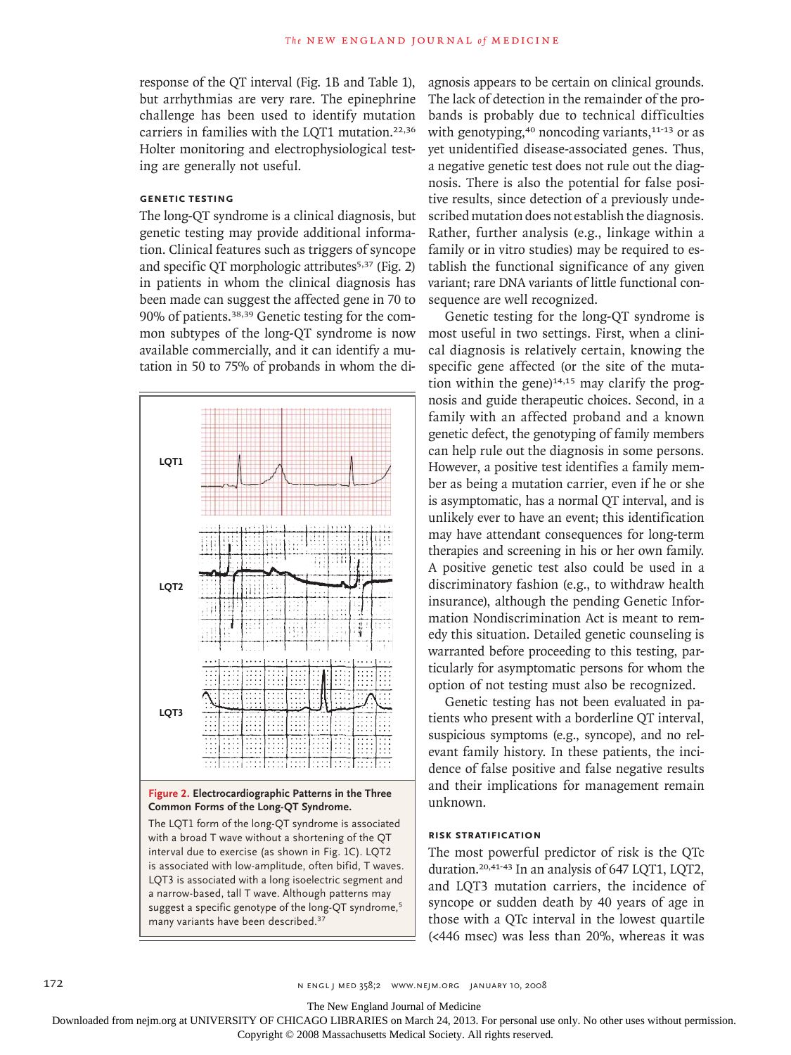response of the QT interval (Fig. 1B and Table 1), but arrhythmias are very rare. The epinephrine challenge has been used to identify mutation carriers in families with the LQT1 mutation.[22,36] Holter monitoring and electrophysiological testing are generally not useful.

### GENETIC TESTING

The long-QT syndrome is a clinical diagnosis, but genetic testing may provide additional information. Clinical features such as triggers of syncope and specific QT morphologic attributes[5,37] (Fig. 2) in patients in whom the clinical diagnosis has been made can suggest the affected gene in 70 to 90% of patients.[38,39] Genetic testing for the common subtypes of the long-QT syndrome is now available commercially, and it can identify a mutation in 50 to 75% of probands in whom the diagnosis appears to be certain on clinical grounds. The lack of detection in the remainder of the probands is probably due to technical difficulties with genotyping,[40] noncoding variants,[11-13] or as yet unidentified disease-associated genes. Thus, a negative genetic test does not rule out the diagnosis. There is also the potential for false positive results, since detection of a previously undescribed mutation does not establish the diagnosis. Rather, further analysis (e.g., linkage within a family or in vitro studies) may be required to establish the functional significance of any given variant; rare DNA variants of little functional consequence are well recognized.

**Figure 2. Electrocardiographic Patterns in the Three Common Forms of the Long-QT Syndrome.**

The LQT1 form of the long-QT syndrome is associated with a broad T wave without a shortening of the QT interval due to exercise (as shown in Fig. 1C). LQT2 is associated with low-amplitude, often bifid, T waves. LQT3 is associated with a long isoelectric segment and a narrow-based, tall T wave. Although patterns may suggest a specific genotype of the long-QT syndrome,[5] many variants have been described.[37]

Genetic testing for the long-QT syndrome is most useful in two settings. First, when a clinical diagnosis is relatively certain, knowing the specific gene affected (or the site of the mutation within the gene)[14,15] may clarify the prognosis and guide therapeutic choices. Second, in a family with an affected proband and a known genetic defect, the genotyping of family members can help rule out the diagnosis in some persons. However, a positive test identifies a family member as being a mutation carrier, even if he or she is asymptomatic, has a normal QT interval, and is unlikely ever to have an event; this identification may have attendant consequences for long-term therapies and screening in his or her own family. A positive genetic test also could be used in a discriminatory fashion (e.g., to withdraw health insurance), although the pending Genetic Information Nondiscrimination Act is meant to remedy this situation. Detailed genetic counseling is warranted before proceeding to this testing, particularly for asymptomatic persons for whom the option of not testing must also be recognized.

Genetic testing has not been evaluated in patients who present with a borderline QT interval, suspicious symptoms (e.g., syncope), and no relevant family history. In these patients, the incidence of false positive and false negative results and their implications for management remain unknown.

### RISK STRATIFICATION

The most powerful predictor of risk is the QTc duration.[20,41-43] In an analysis of 647 LQT1, LQT2, and LQT3 mutation carriers, the incidence of syncope or sudden death by 40 years of age in those with a QTc interval in the lowest quartile (<446 msec) was less than 20%, whereas it was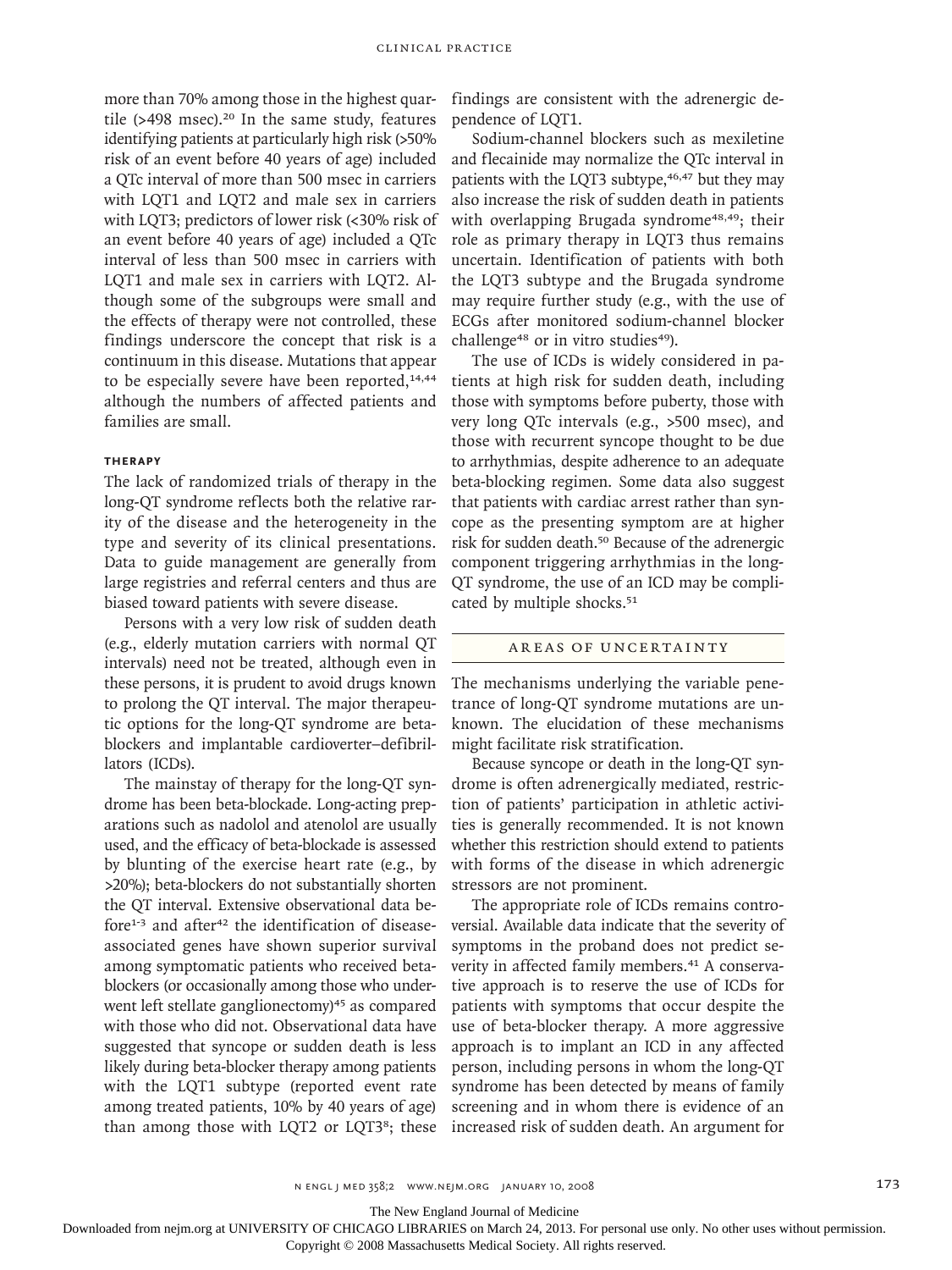more than 70% among those in the highest quartile (>498 msec).[20] In the same study, features identifying patients at particularly high risk (>50% risk of an event before 40 years of age) included a QTc interval of more than 500 msec in carriers with LQT1 and LQT2 and male sex in carriers with LQT3; predictors of lower risk (<30% risk of an event before 40 years of age) included a QTc interval of less than 500 msec in carriers with LQT1 and male sex in carriers with LQT2. Although some of the subgroups were small and the effects of therapy were not controlled, these findings underscore the concept that risk is a continuum in this disease. Mutations that appear to be especially severe have been reported,[14,44] although the numbers of affected patients and families are small.

### Therapy

The lack of randomized trials of therapy in the long-QT syndrome reflects both the relative rarity of the disease and the heterogeneity in the type and severity of its clinical presentations. Data to guide management are generally from large registries and referral centers and thus are biased toward patients with severe disease.

Persons with a very low risk of sudden death (e.g., elderly mutation carriers with normal QT intervals) need not be treated, although even in these persons, it is prudent to avoid drugs known to prolong the QT interval. The major therapeutic options for the long-QT syndrome are beta-blockers and implantable cardioverter–defibrillators (ICDs).

The mainstay of therapy for the long-QT syndrome has been beta-blockade. Long-acting preparations such as nadolol and atenolol are usually used, and the efficacy of beta-blockade is assessed by blunting of the exercise heart rate (e.g., by >20%); beta-blockers do not substantially shorten the QT interval. Extensive observational data before[1-3] and after[42] the identification of disease-associated genes have shown superior survival among symptomatic patients who received beta-blockers (or occasionally among those who underwent left stellate ganglionectomy)[45] as compared with those who did not. Observational data have suggested that syncope or sudden death is less likely during beta-blocker therapy among patients with the LQT1 subtype (reported event rate among treated patients, 10% by 40 years of age) than among those with LQT2 or LQT3[8]; these findings are consistent with the adrenergic dependence of LQT1.

Sodium-channel blockers such as mexiletine and flecainide may normalize the QTc interval in patients with the LQT3 subtype,[46,47] but they may also increase the risk of sudden death in patients with overlapping Brugada syndrome[48,49]; their role as primary therapy in LQT3 thus remains uncertain. Identification of patients with both the LQT3 subtype and the Brugada syndrome may require further study (e.g., with the use of ECGs after monitored sodium-channel blocker challenge[48] or in vitro studies[49]).

The use of ICDs is widely considered in patients at high risk for sudden death, including those with symptoms before puberty, those with very long QTc intervals (e.g., >500 msec), and those with recurrent syncope thought to be due to arrhythmias, despite adherence to an adequate beta-blocking regimen. Some data also suggest that patients with cardiac arrest rather than syncope as the presenting symptom are at higher risk for sudden death.[50] Because of the adrenergic component triggering arrhythmias in the long-QT syndrome, the use of an ICD may be complicated by multiple shocks.[51]

## Areas of Uncertainty

The mechanisms underlying the variable penetrance of long-QT syndrome mutations are unknown. The elucidation of these mechanisms might facilitate risk stratification.

Because syncope or death in the long-QT syndrome is often adrenergically mediated, restriction of patients' participation in athletic activities is generally recommended. It is not known whether this restriction should extend to patients with forms of the disease in which adrenergic stressors are not prominent.

The appropriate role of ICDs remains controversial. Available data indicate that the severity of symptoms in the proband does not predict severity in affected family members.[41] A conservative approach is to reserve the use of ICDs for patients with symptoms that occur despite the use of beta-blocker therapy. A more aggressive approach is to implant an ICD in any affected person, including persons in whom the long-QT syndrome has been detected by means of family screening and in whom there is evidence of an increased risk of sudden death. An argument for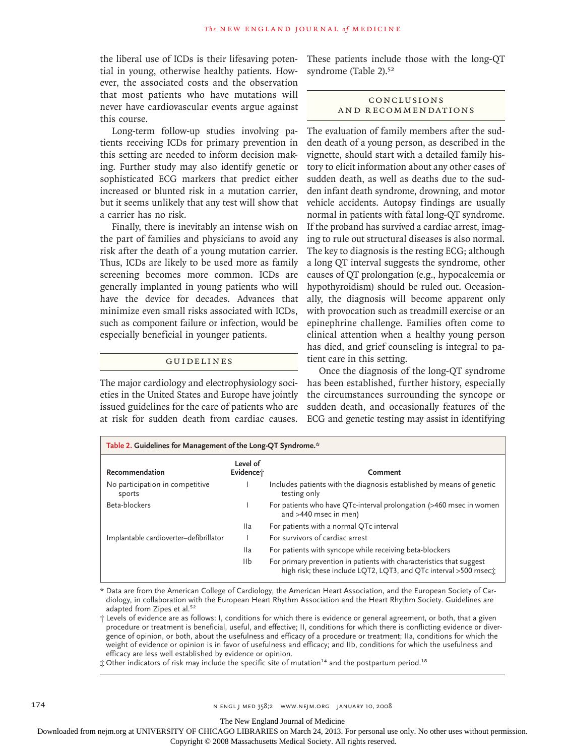the liberal use of ICDs is their lifesaving potential in young, otherwise healthy patients. However, the associated costs and the observation that most patients who have mutations will never have cardiovascular events argue against this course.

Long-term follow-up studies involving patients receiving ICDs for primary prevention in this setting are needed to inform decision making. Further study may also identify genetic or sophisticated ECG markers that predict either increased or blunted risk in a mutation carrier, but it seems unlikely that any test will show that a carrier has no risk.

Finally, there is inevitably an intense wish on the part of families and physicians to avoid any risk after the death of a young mutation carrier. Thus, ICDs are likely to be used more as family screening becomes more common. ICDs are generally implanted in young patients who will have the device for decades. Advances that minimize even small risks associated with ICDs, such as component failure or infection, would be especially beneficial in younger patients.

## GUIDELINES

The major cardiology and electrophysiology societies in the United States and Europe have jointly issued guidelines for the care of patients who are at risk for sudden death from cardiac causes. These patients include those with the long-QT syndrome (Table 2).[52]

## CONCLUSIONS AND RECOMMENDATIONS

The evaluation of family members after the sudden death of a young person, as described in the vignette, should start with a detailed family history to elicit information about any other cases of sudden death, as well as deaths due to the sudden infant death syndrome, drowning, and motor vehicle accidents. Autopsy findings are usually normal in patients with fatal long-QT syndrome. If the proband has survived a cardiac arrest, imaging to rule out structural diseases is also normal. The key to diagnosis is the resting ECG; although a long QT interval suggests the syndrome, other causes of QT prolongation (e.g., hypocalcemia or hypothyroidism) should be ruled out. Occasionally, the diagnosis will become apparent only with provocation such as treadmill exercise or an epinephrine challenge. Families often come to clinical attention when a healthy young person has died, and grief counseling is integral to patient care in this setting.

Once the diagnosis of the long-QT syndrome has been established, further history, especially the circumstances surrounding the syncope or sudden death, and occasionally features of the ECG and genetic testing may assist in identifying

**Table 2. Guidelines for Management of the Long-QT Syndrome.***

| Recommendation | Level of Evidence† | Comment |
|---|---|---|
| No participation in competitive sports | I | Includes patients with the diagnosis established by means of genetic testing only |
| Beta-blockers | I | For patients who have QTc-interval prolongation (>460 msec in women and >440 msec in men) |
| | IIa | For patients with a normal QTc interval |
| Implantable cardioverter–defibrillator | I | For survivors of cardiac arrest |
| | IIa | For patients with syncope while receiving beta-blockers |
| | IIb | For primary prevention in patients with characteristics that suggest high risk; these include LQT2, LQT3, and QTc interval >500 msec‡ |

\* Data are from the American College of Cardiology, the American Heart Association, and the European Society of Cardiology, in collaboration with the European Heart Rhythm Association and the Heart Rhythm Society. Guidelines are adapted from Zipes et al.[52]

† Levels of evidence are as follows: I, conditions for which there is evidence or general agreement, or both, that a given procedure or treatment is beneficial, useful, and effective; II, conditions for which there is conflicting evidence or divergence of opinion, or both, about the usefulness and efficacy of a procedure or treatment; IIa, conditions for which the weight of evidence or opinion is in favor of usefulness and efficacy; and IIb, conditions for which the usefulness and efficacy are less well established by evidence or opinion.

‡ Other indicators of risk may include the specific site of mutation[14] and the postpartum period.[18]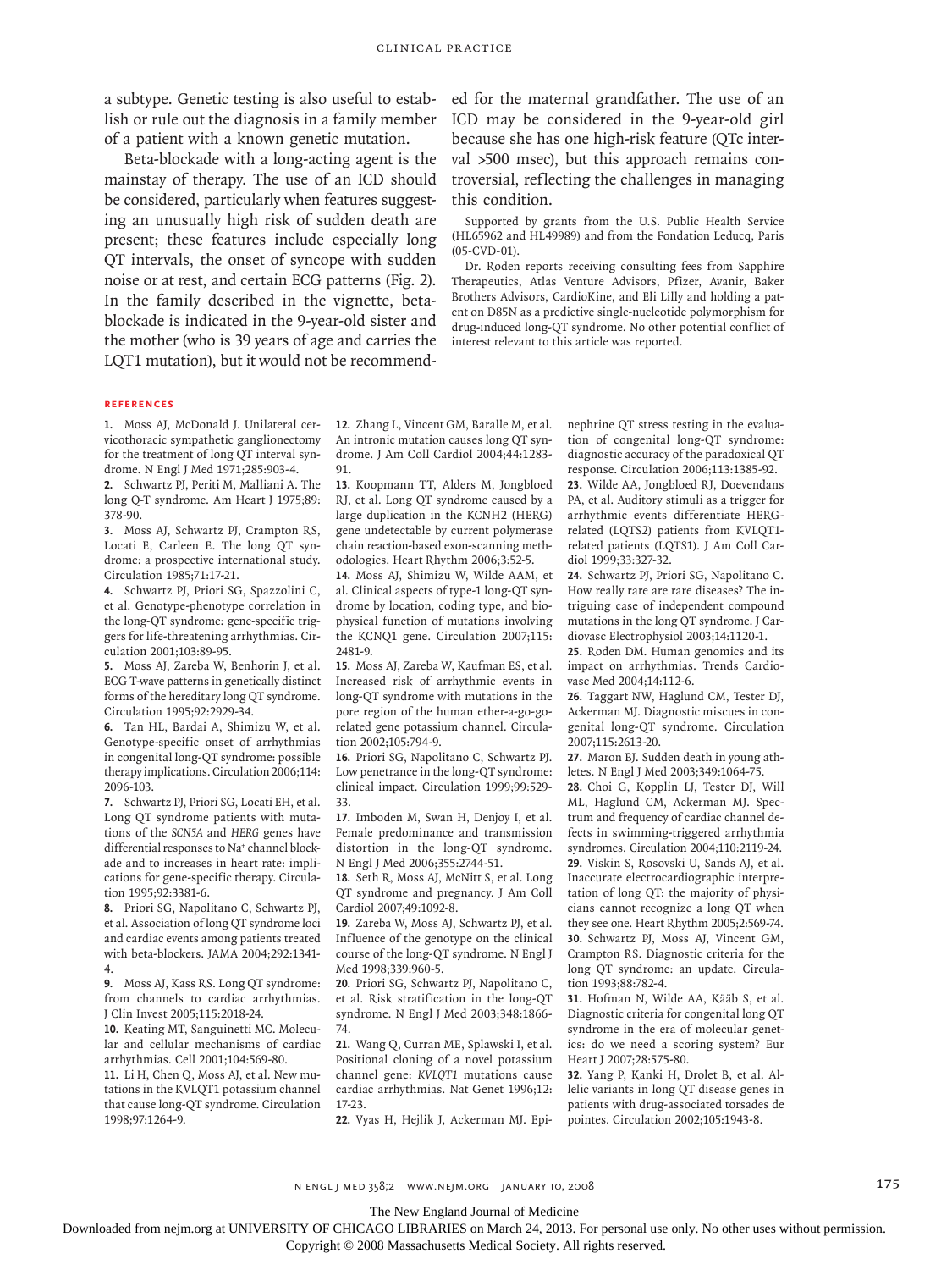a subtype. Genetic testing is also useful to establish or rule out the diagnosis in a family member of a patient with a known genetic mutation.

Beta-blockade with a long-acting agent is the mainstay of therapy. The use of an ICD should be considered, particularly when features suggesting an unusually high risk of sudden death are present; these features include especially long QT intervals, the onset of syncope with sudden noise or at rest, and certain ECG patterns (Fig. 2). In the family described in the vignette, beta-blockade is indicated in the 9-year-old sister and the mother (who is 39 years of age and carries the LQT1 mutation), but it would not be recommended for the maternal grandfather. The use of an ICD may be considered in the 9-year-old girl because she has one high-risk feature (QTc interval >500 msec), but this approach remains controversial, reflecting the challenges in managing this condition.

Supported by grants from the U.S. Public Health Service (HL65962 and HL49989) and from the Fondation Leducq, Paris (05-CVD-01).

Dr. Roden reports receiving consulting fees from Sapphire Therapeutics, Atlas Venture Advisors, Pfizer, Avanir, Baker Brothers Advisors, CardioKine, and Eli Lilly and holding a patent on D85N as a predictive single-nucleotide polymorphism for drug-induced long-QT syndrome. No other potential conflict of interest relevant to this article was reported.

## References

1. Moss AJ, McDonald J. Unilateral cervicothoracic sympathetic ganglionectomy for the treatment of long QT interval syndrome. N Engl J Med 1971;285:903-4.
2. Schwartz PJ, Periti M, Malliani A. The long Q-T syndrome. Am Heart J 1975;89:378-90.
3. Moss AJ, Schwartz PJ, Crampton RS, Locati E, Carleen E. The long QT syndrome: a prospective international study. Circulation 1985;71:17-21.
4. Schwartz PJ, Priori SG, Spazzolini C, et al. Genotype-phenotype correlation in the long-QT syndrome: gene-specific triggers for life-threatening arrhythmias. Circulation 2001;103:89-95.
5. Moss AJ, Zareba W, Benhorin J, et al. ECG T-wave patterns in genetically distinct forms of the hereditary long QT syndrome. Circulation 1995;92:2929-34.
6. Tan HL, Bardai A, Shimizu W, et al. Genotype-specific onset of arrhythmias in congenital long-QT syndrome: possible therapy implications. Circulation 2006;114:2096-103.
7. Schwartz PJ, Priori SG, Locati EH, et al. Long QT syndrome patients with mutations of the *SCN5A* and *HERG* genes have differential responses to Na+ channel blockade and to increases in heart rate: implications for gene-specific therapy. Circulation 1995;92:3381-6.
8. Priori SG, Napolitano C, Schwartz PJ, et al. Association of long QT syndrome loci and cardiac events among patients treated with beta-blockers. JAMA 2004;292:1341-4.
9. Moss AJ, Kass RS. Long QT syndrome: from channels to cardiac arrhythmias. J Clin Invest 2005;115:2018-24.
10. Keating MT, Sanguinetti MC. Molecular and cellular mechanisms of cardiac arrhythmias. Cell 2001;104:569-80.
11. Li H, Chen Q, Moss AJ, et al. New mutations in the KVLQT1 potassium channel that cause long-QT syndrome. Circulation 1998;97:1264-9.
12. Zhang L, Vincent GM, Baralle M, et al. An intronic mutation causes long QT syndrome. J Am Coll Cardiol 2004;44:1283-91.
13. Koopmann TT, Alders M, Jongbloed RJ, et al. Long QT syndrome caused by a large duplication in the KCNH2 (HERG) gene undetectable by current polymerase chain reaction-based exon-scanning methodologies. Heart Rhythm 2006;3:52-5.
14. Moss AJ, Shimizu W, Wilde AAM, et al. Clinical aspects of type-1 long-QT syndrome by location, coding type, and biophysical function of mutations involving the KCNQ1 gene. Circulation 2007;115:2481-9.
15. Moss AJ, Zareba W, Kaufman ES, et al. Increased risk of arrhythmic events in long-QT syndrome with mutations in the pore region of the human ether-a-go-go-related gene potassium channel. Circulation 2002;105:794-9.
16. Priori SG, Napolitano C, Schwartz PJ. Low penetrance in the long-QT syndrome: clinical impact. Circulation 1999;99:529-33.
17. Imboden M, Swan H, Denjoy I, et al. Female predominance and transmission distortion in the long-QT syndrome. N Engl J Med 2006;355:2744-51.
18. Seth R, Moss AJ, McNitt S, et al. Long QT syndrome and pregnancy. J Am Coll Cardiol 2007;49:1092-8.
19. Zareba W, Moss AJ, Schwartz PJ, et al. Influence of the genotype on the clinical course of the long-QT syndrome. N Engl J Med 1998;339:960-5.
20. Priori SG, Schwartz PJ, Napolitano C, et al. Risk stratification in the long-QT syndrome. N Engl J Med 2003;348:1866-74.
21. Wang Q, Curran ME, Splawski I, et al. Positional cloning of a novel potassium channel gene: *KVLQT1* mutations cause cardiac arrhythmias. Nat Genet 1996;12:17-23.
22. Vyas H, Hejlik J, Ackerman MJ. Epinephrine QT stress testing in the evaluation of congenital long-QT syndrome: diagnostic accuracy of the paradoxical QT response. Circulation 2006;113:1385-92.
23. Wilde AA, Jongbloed RJ, Doevendans PA, et al. Auditory stimuli as a trigger for arrhythmic events differentiate HERG-related (LQTS2) patients from KVLQT1-related patients (LQTS1). J Am Coll Cardiol 1999;33:327-32.
24. Schwartz PJ, Priori SG, Napolitano C. How really rare are rare diseases? The intriguing case of independent compound mutations in the long QT syndrome. J Cardiovasc Electrophysiol 2003;14:1120-1.
25. Roden DM. Human genomics and its impact on arrhythmias. Trends Cardiovasc Med 2004;14:112-6.
26. Taggart NW, Haglund CM, Tester DJ, Ackerman MJ. Diagnostic miscues in congenital long-QT syndrome. Circulation 2007;115:2613-20.
27. Maron BJ. Sudden death in young athletes. N Engl J Med 2003;349:1064-75.
28. Choi G, Kopplin LJ, Tester DJ, Will ML, Haglund CM, Ackerman MJ. Spectrum and frequency of cardiac channel defects in swimming-triggered arrhythmia syndromes. Circulation 2004;110:2119-24.
29. Viskin S, Rosovski U, Sands AJ, et al. Inaccurate electrocardiographic interpretation of long QT: the majority of physicians cannot recognize a long QT when they see one. Heart Rhythm 2005;2:569-74.
30. Schwartz PJ, Moss AJ, Vincent GM, Crampton RS. Diagnostic criteria for the long QT syndrome: an update. Circulation 1993;88:782-4.
31. Hofman N, Wilde AA, Kääb S, et al. Diagnostic criteria for congenital long QT syndrome in the era of molecular genetics: do we need a scoring system? Eur Heart J 2007;28:575-80.
32. Yang P, Kanki H, Drolet B, et al. Allelic variants in long QT disease genes in patients with drug-associated torsades de pointes. Circulation 2002;105:1943-8.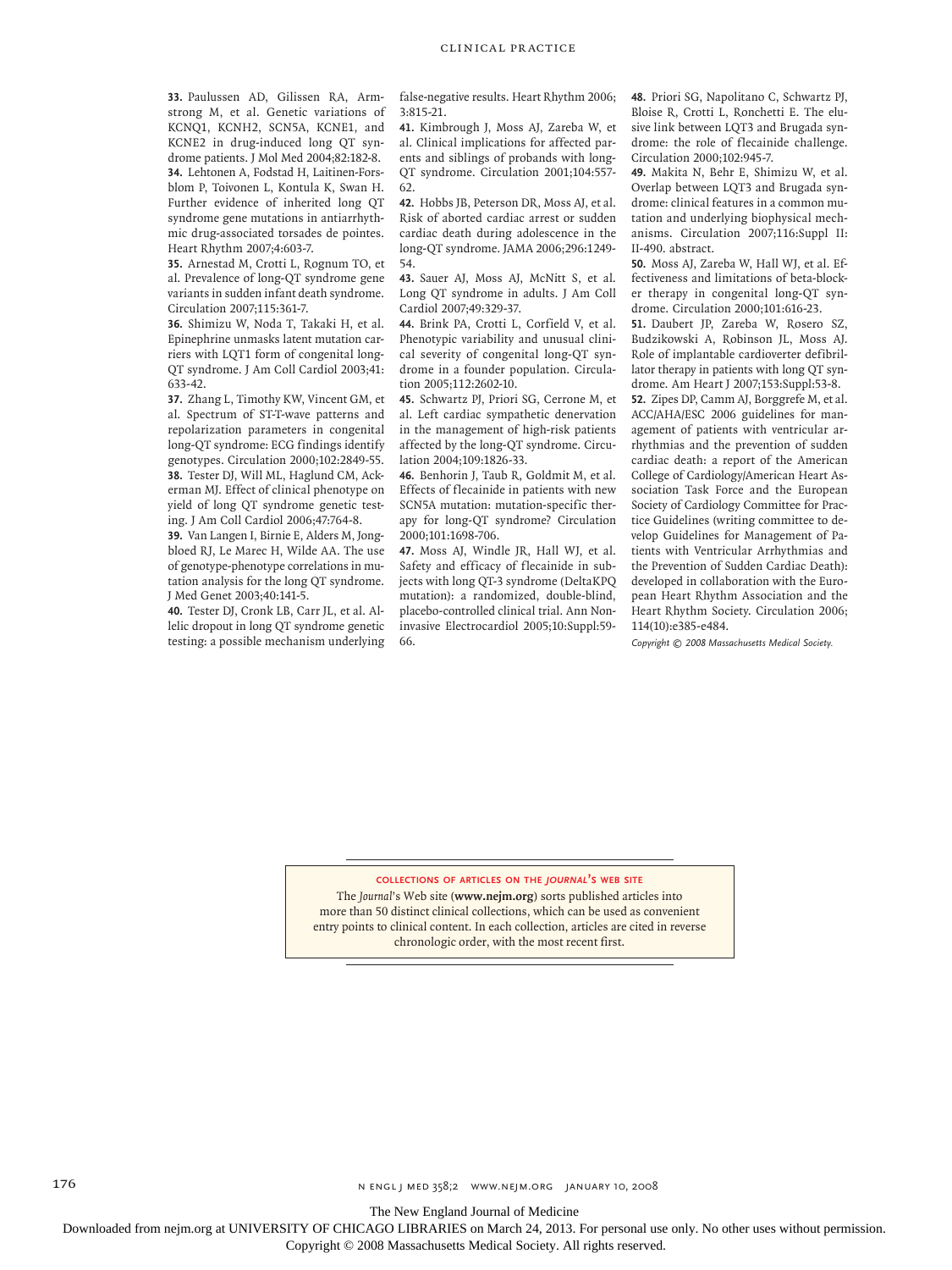**33.** Paulussen AD, Gilissen RA, Armstrong M, et al. Genetic variations of KCNQ1, KCNH2, SCN5A, KCNE1, and KCNE2 in drug-induced long QT syndrome patients. J Mol Med 2004;82:182-8.

**34.** Lehtonen A, Fodstad H, Laitinen-Forsblom P, Toivonen L, Kontula K, Swan H. Further evidence of inherited long QT syndrome gene mutations in antiarrhythmic drug-associated torsades de pointes. Heart Rhythm 2007;4:603-7.

**35.** Arnestad M, Crotti L, Rognum TO, et al. Prevalence of long-QT syndrome gene variants in sudden infant death syndrome. Circulation 2007;115:361-7.

**36.** Shimizu W, Noda T, Takaki H, et al. Epinephrine unmasks latent mutation carriers with LQT1 form of congenital long-QT syndrome. J Am Coll Cardiol 2003;41:633-42.

**37.** Zhang L, Timothy KW, Vincent GM, et al. Spectrum of ST-T-wave patterns and repolarization parameters in congenital long-QT syndrome: ECG findings identify genotypes. Circulation 2000;102:2849-55.

**38.** Tester DJ, Will ML, Haglund CM, Ackerman MJ. Effect of clinical phenotype on yield of long QT syndrome genetic testing. J Am Coll Cardiol 2006;47:764-8.

**39.** Van Langen I, Birnie E, Alders M, Jongbloed RJ, Le Marec H, Wilde AA. The use of genotype-phenotype correlations in mutation analysis for the long QT syndrome. J Med Genet 2003;40:141-5.

**40.** Tester DJ, Cronk LB, Carr JL, et al. Allelic dropout in long QT syndrome genetic testing: a possible mechanism underlying false-negative results. Heart Rhythm 2006;3:815-21.

**41.** Kimbrough J, Moss AJ, Zareba W, et al. Clinical implications for affected parents and siblings of probands with long-QT syndrome. Circulation 2001;104:557-62.

**42.** Hobbs JB, Peterson DR, Moss AJ, et al. Risk of aborted cardiac arrest or sudden cardiac death during adolescence in the long-QT syndrome. JAMA 2006;296:1249-54.

**43.** Sauer AJ, Moss AJ, McNitt S, et al. Long QT syndrome in adults. J Am Coll Cardiol 2007;49:329-37.

**44.** Brink PA, Crotti L, Corfield V, et al. Phenotypic variability and unusual clinical severity of congenital long-QT syndrome in a founder population. Circulation 2005;112:2602-10.

**45.** Schwartz PJ, Priori SG, Cerrone M, et al. Left cardiac sympathetic denervation in the management of high-risk patients affected by the long-QT syndrome. Circulation 2004;109:1826-33.

**46.** Benhorin J, Taub R, Goldmit M, et al. Effects of flecainide in patients with new SCN5A mutation: mutation-specific therapy for long-QT syndrome? Circulation 2000;101:1698-706.

**47.** Moss AJ, Windle JR, Hall WJ, et al. Safety and efficacy of flecainide in subjects with long QT-3 syndrome (DeltaKPQ mutation): a randomized, double-blind, placebo-controlled clinical trial. Ann Noninvasive Electrocardiol 2005;10:Suppl:59-66.

**48.** Priori SG, Napolitano C, Schwartz PJ, Bloise R, Crotti L, Ronchetti E. The elusive link between LQT3 and Brugada syndrome: the role of flecainide challenge. Circulation 2000;102:945-7.

**49.** Makita N, Behr E, Shimizu W, et al. Overlap between LQT3 and Brugada syndrome: clinical features in a common mutation and underlying biophysical mechanisms. Circulation 2007;116:Suppl II:II-490. abstract.

**50.** Moss AJ, Zareba W, Hall WJ, et al. Effectiveness and limitations of beta-blocker therapy in congenital long-QT syndrome. Circulation 2000;101:616-23.

**51.** Daubert JP, Zareba W, Rosero SZ, Budzikowski A, Robinson JL, Moss AJ. Role of implantable cardioverter defibrillator therapy in patients with long QT syndrome. Am Heart J 2007;153:Suppl:53-8.

**52.** Zipes DP, Camm AJ, Borggrefe M, et al. ACC/AHA/ESC 2006 guidelines for management of patients with ventricular arrhythmias and the prevention of sudden cardiac death: a report of the American College of Cardiology/American Heart Association Task Force and the European Society of Cardiology Committee for Practice Guidelines (writing committee to develop Guidelines for Management of Patients with Ventricular Arrhythmias and the Prevention of Sudden Cardiac Death): developed in collaboration with the European Heart Rhythm Association and the Heart Rhythm Society. Circulation 2006;114(10):e385-e484.

*Copyright © 2008 Massachusetts Medical Society.*

**COLLECTIONS OF ARTICLES ON THE *JOURNAL*'S WEB SITE**

The *Journal*'s Web site (**www.nejm.org**) sorts published articles into more than 50 distinct clinical collections, which can be used as convenient entry points to clinical content. In each collection, articles are cited in reverse chronologic order, with the most recent first.